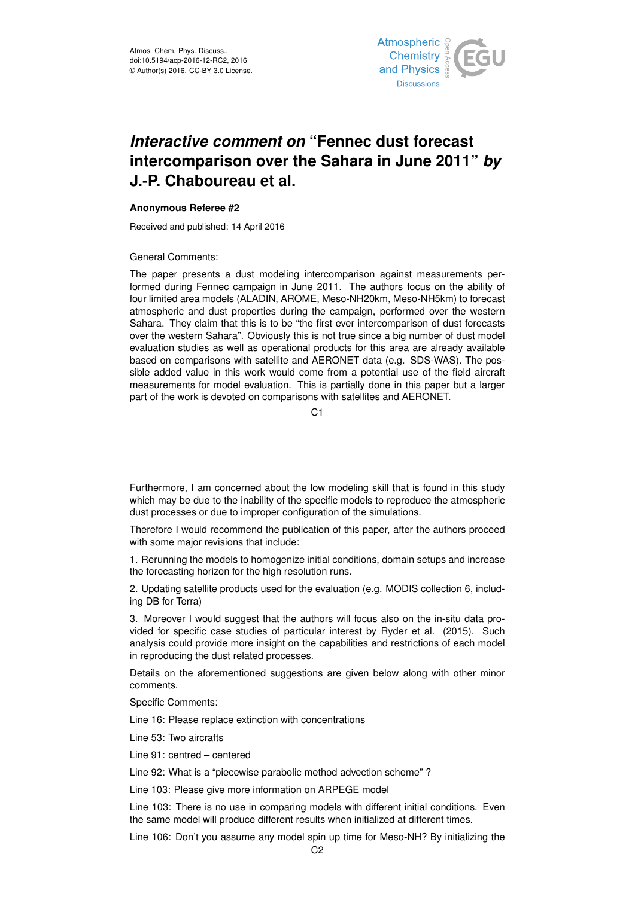Atmos. Chem. Phys. Discuss.,
doi:10.5194/acp-2016-12-RC2, 2016
© Author(s) 2016. CC-BY 3.0 License.

# *Interactive comment on* "Fennec dust forecast intercomparison over the Sahara in June 2011" *by* J.-P. Chaboureau et al.

**Anonymous Referee #2**

Received and published: 14 April 2016

General Comments:

The paper presents a dust modeling intercomparison against measurements performed during Fennec campaign in June 2011. The authors focus on the ability of four limited area models (ALADIN, AROME, Meso-NH20km, Meso-NH5km) to forecast atmospheric and dust properties during the campaign, performed over the western Sahara. They claim that this is to be "the first ever intercomparison of dust forecasts over the western Sahara". Obviously this is not true since a big number of dust model evaluation studies as well as operational products for this area are already available based on comparisons with satellite and AERONET data (e.g. SDS-WAS). The possible added value in this work would come from a potential use of the field aircraft measurements for model evaluation. This is partially done in this paper but a larger part of the work is devoted on comparisons with satellites and AERONET.

Furthermore, I am concerned about the low modeling skill that is found in this study which may be due to the inability of the specific models to reproduce the atmospheric dust processes or due to improper configuration of the simulations.

Therefore I would recommend the publication of this paper, after the authors proceed with some major revisions that include:

1. Rerunning the models to homogenize initial conditions, domain setups and increase the forecasting horizon for the high resolution runs.

2. Updating satellite products used for the evaluation (e.g. MODIS collection 6, including DB for Terra)

3. Moreover I would suggest that the authors will focus also on the in-situ data provided for specific case studies of particular interest by Ryder et al. (2015). Such analysis could provide more insight on the capabilities and restrictions of each model in reproducing the dust related processes.

Details on the aforementioned suggestions are given below along with other minor comments.

Specific Comments:

Line 16: Please replace extinction with concentrations

Line 53: Two aircrafts

Line 91: centred – centered

Line 92: What is a "piecewise parabolic method advection scheme" ?

Line 103: Please give more information on ARPEGE model

Line 103: There is no use in comparing models with different initial conditions. Even the same model will produce different results when initialized at different times.

Line 106: Don't you assume any model spin up time for Meso-NH? By initializing the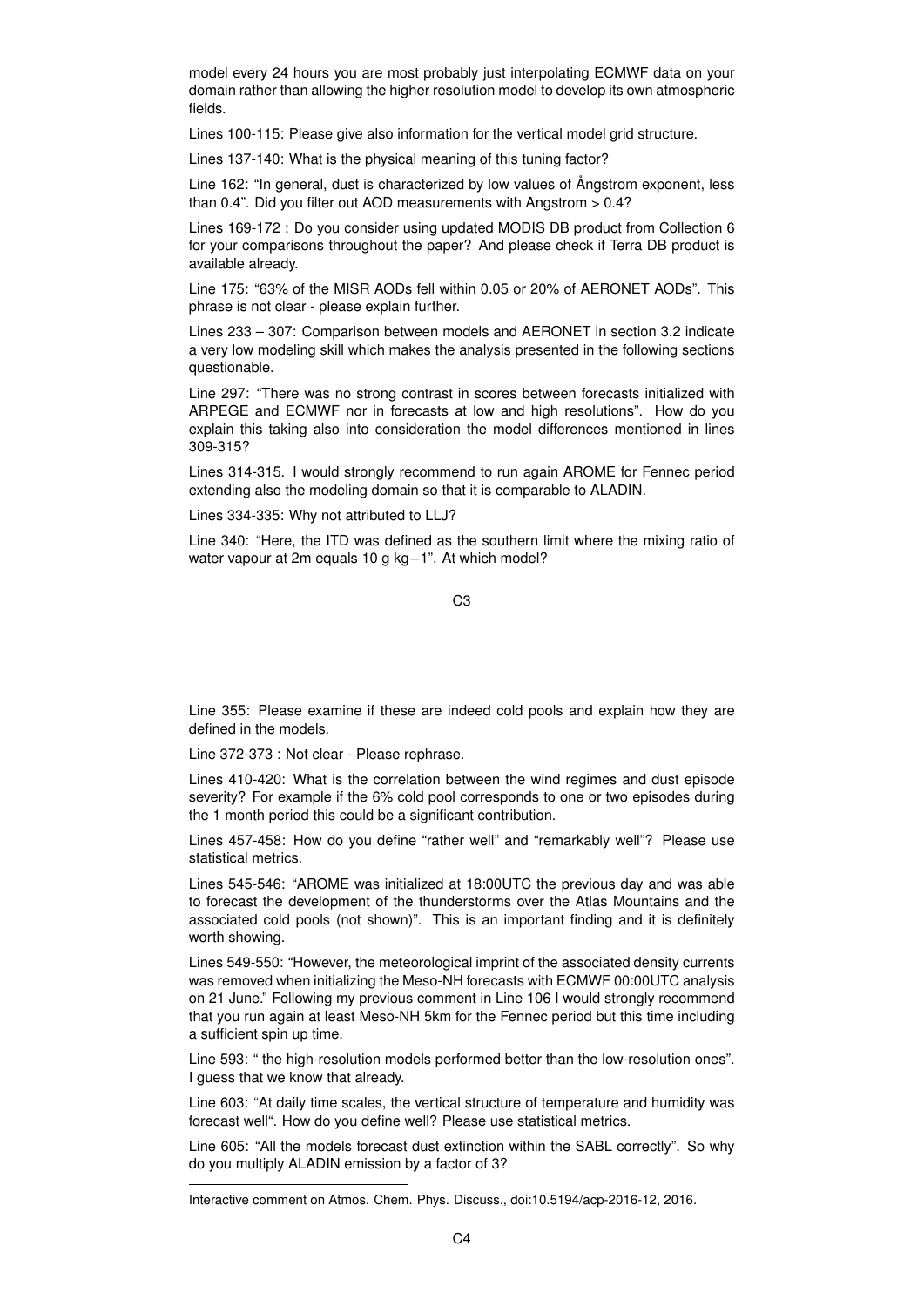model every 24 hours you are most probably just interpolating ECMWF data on your domain rather than allowing the higher resolution model to develop its own atmospheric fields.

Lines 100-115: Please give also information for the vertical model grid structure.

Lines 137-140: What is the physical meaning of this tuning factor?

Line 162: "In general, dust is characterized by low values of Ångstrom exponent, less than 0.4". Did you filter out AOD measurements with Angstrom > 0.4?

Lines 169-172 : Do you consider using updated MODIS DB product from Collection 6 for your comparisons throughout the paper? And please check if Terra DB product is available already.

Line 175: "63% of the MISR AODs fell within 0.05 or 20% of AERONET AODs". This phrase is not clear - please explain further.

Lines 233 – 307: Comparison between models and AERONET in section 3.2 indicate a very low modeling skill which makes the analysis presented in the following sections questionable.

Line 297: "There was no strong contrast in scores between forecasts initialized with ARPEGE and ECMWF nor in forecasts at low and high resolutions". How do you explain this taking also into consideration the model differences mentioned in lines 309-315?

Lines 314-315. I would strongly recommend to run again AROME for Fennec period extending also the modeling domain so that it is comparable to ALADIN.

Lines 334-335: Why not attributed to LLJ?

Line 340: "Here, the ITD was defined as the southern limit where the mixing ratio of water vapour at 2m equals 10 g $kg^{-1}$". At which model?

Line 355: Please examine if these are indeed cold pools and explain how they are defined in the models.

Line 372-373 : Not clear - Please rephrase.

Lines 410-420: What is the correlation between the wind regimes and dust episode severity? For example if the 6% cold pool corresponds to one or two episodes during the 1 month period this could be a significant contribution.

Lines 457-458: How do you define "rather well" and "remarkably well"? Please use statistical metrics.

Lines 545-546: "AROME was initialized at 18:00UTC the previous day and was able to forecast the development of the thunderstorms over the Atlas Mountains and the associated cold pools (not shown)". This is an important finding and it is definitely worth showing.

Lines 549-550: "However, the meteorological imprint of the associated density currents was removed when initializing the Meso-NH forecasts with ECMWF 00:00UTC analysis on 21 June." Following my previous comment in Line 106 I would strongly recommend that you run again at least Meso-NH 5km for the Fennec period but this time including a sufficient spin up time.

Line 593: " the high-resolution models performed better than the low-resolution ones". I guess that we know that already.

Line 603: "At daily time scales, the vertical structure of temperature and humidity was forecast well". How do you define well? Please use statistical metrics.

Line 605: "All the models forecast dust extinction within the SABL correctly". So why do you multiply ALADIN emission by a factor of 3?

---

Interactive comment on Atmos. Chem. Phys. Discuss., doi:10.5194/acp-2016-12, 2016.